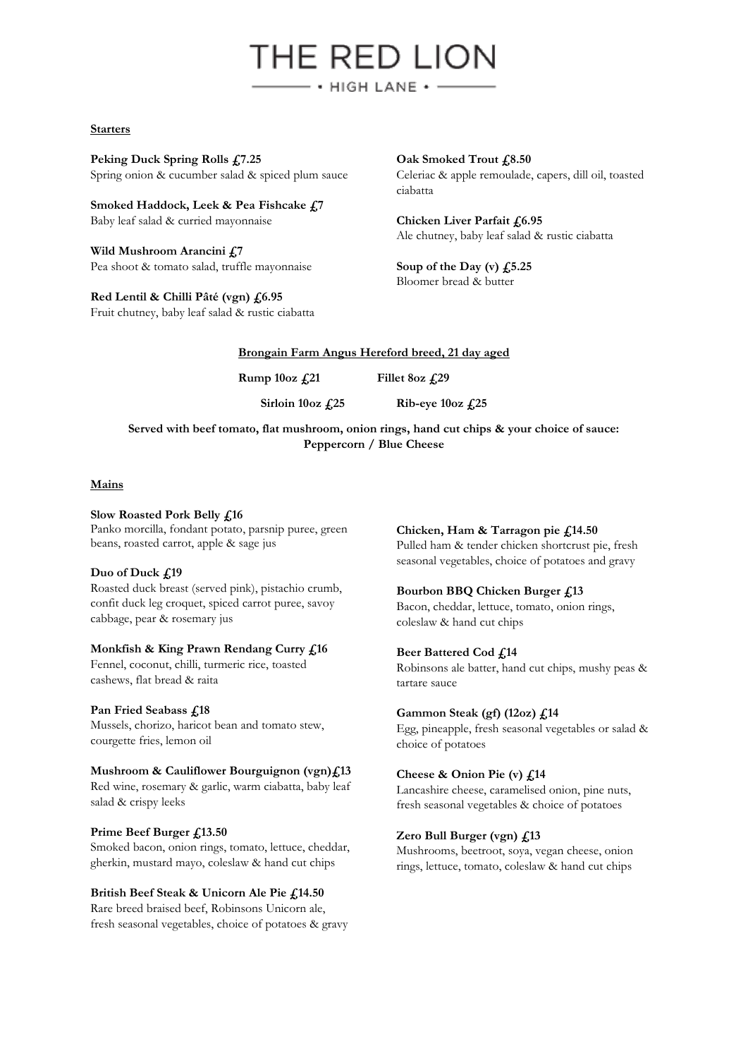# THE RED LION

• HIGH LANE •

## Starters

**Peking Duck Spring Rolls £7.25**
Spring onion & cucumber salad & spiced plum sauce

**Smoked Haddock, Leek & Pea Fishcake £7**
Baby leaf salad & curried mayonnaise

**Wild Mushroom Arancini £7**
Pea shoot & tomato salad, truffle mayonnaise

**Red Lentil & Chilli Pâté (vgn) £6.95**
Fruit chutney, baby leaf salad & rustic ciabatta

**Oak Smoked Trout £8.50**
Celeriac & apple remoulade, capers, dill oil, toasted ciabatta

**Chicken Liver Parfait £6.95**
Ale chutney, baby leaf salad & rustic ciabatta

**Soup of the Day (v) £5.25**
Bloomer bread & butter

## Brongain Farm Angus Hereford breed, 21 day aged

**Rump 10oz £21** | **Fillet 8oz £29**

**Sirloin 10oz £25** | **Rib-eye 10oz £25**

**Served with beef tomato, flat mushroom, onion rings, hand cut chips & your choice of sauce: Peppercorn / Blue Cheese**

## Mains

**Slow Roasted Pork Belly £16**
Panko morcilla, fondant potato, parsnip puree, green beans, roasted carrot, apple & sage jus

**Duo of Duck £19**
Roasted duck breast (served pink), pistachio crumb, confit duck leg croquet, spiced carrot puree, savoy cabbage, pear & rosemary jus

**Monkfish & King Prawn Rendang Curry £16**
Fennel, coconut, chilli, turmeric rice, toasted cashews, flat bread & raita

**Pan Fried Seabass £18**
Mussels, chorizo, haricot bean and tomato stew, courgette fries, lemon oil

**Mushroom & Cauliflower Bourguignon (vgn)£13**
Red wine, rosemary & garlic, warm ciabatta, baby leaf salad & crispy leeks

**Prime Beef Burger £13.50**
Smoked bacon, onion rings, tomato, lettuce, cheddar, gherkin, mustard mayo, coleslaw & hand cut chips

**British Beef Steak & Unicorn Ale Pie £14.50**
Rare breed braised beef, Robinsons Unicorn ale, fresh seasonal vegetables, choice of potatoes & gravy

**Chicken, Ham & Tarragon pie £14.50**
Pulled ham & tender chicken shortcrust pie, fresh seasonal vegetables, choice of potatoes and gravy

**Bourbon BBQ Chicken Burger £13**
Bacon, cheddar, lettuce, tomato, onion rings, coleslaw & hand cut chips

**Beer Battered Cod £14**
Robinsons ale batter, hand cut chips, mushy peas & tartare sauce

**Gammon Steak (gf) (12oz) £14**
Egg, pineapple, fresh seasonal vegetables or salad & choice of potatoes

**Cheese & Onion Pie (v) £14**
Lancashire cheese, caramelised onion, pine nuts, fresh seasonal vegetables & choice of potatoes

**Zero Bull Burger (vgn) £13**
Mushrooms, beetroot, soya, vegan cheese, onion rings, lettuce, tomato, coleslaw & hand cut chips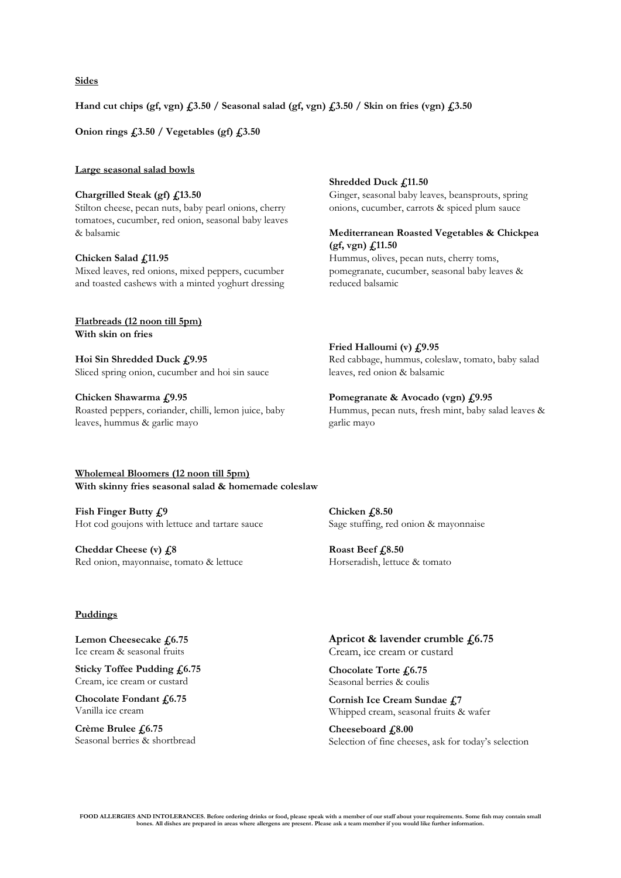## Sides

**Hand cut chips (gf, vgn) £3.50 / Seasonal salad (gf, vgn) £3.50 / Skin on fries (vgn) £3.50**

**Onion rings £3.50 / Vegetables (gf) £3.50**

## Large seasonal salad bowls

**Chargrilled Steak (gf) £13.50**
Stilton cheese, pecan nuts, baby pearl onions, cherry tomatoes, cucumber, red onion, seasonal baby leaves & balsamic

**Chicken Salad £11.95**
Mixed leaves, red onions, mixed peppers, cucumber and toasted cashews with a minted yoghurt dressing

**Shredded Duck £11.50**
Ginger, seasonal baby leaves, beansprouts, spring onions, cucumber, carrots & spiced plum sauce

**Mediterranean Roasted Vegetables & Chickpea (gf, vgn) £11.50**
Hummus, olives, pecan nuts, cherry toms, pomegranate, cucumber, seasonal baby leaves & reduced balsamic

## Flatbreads (12 noon till 5pm)
**With skin on fries**

**Hoi Sin Shredded Duck £9.95**
Sliced spring onion, cucumber and hoi sin sauce

**Chicken Shawarma £9.95**
Roasted peppers, coriander, chilli, lemon juice, baby leaves, hummus & garlic mayo

**Fried Halloumi (v) £9.95**
Red cabbage, hummus, coleslaw, tomato, baby salad leaves, red onion & balsamic

**Pomegranate & Avocado (vgn) £9.95**
Hummus, pecan nuts, fresh mint, baby salad leaves & garlic mayo

## Wholemeal Bloomers (12 noon till 5pm)
**With skinny fries seasonal salad & homemade coleslaw**

**Fish Finger Butty £9**
Hot cod goujons with lettuce and tartare sauce

**Cheddar Cheese (v) £8**
Red onion, mayonnaise, tomato & lettuce

**Chicken £8.50**
Sage stuffing, red onion & mayonnaise

**Roast Beef £8.50**
Horseradish, lettuce & tomato

## Puddings

**Lemon Cheesecake £6.75**
Ice cream & seasonal fruits

**Sticky Toffee Pudding £6.75**
Cream, ice cream or custard

**Chocolate Fondant £6.75**
Vanilla ice cream

**Crème Brulee £6.75**
Seasonal berries & shortbread

**Apricot & lavender crumble £6.75**
Cream, ice cream or custard

**Chocolate Torte £6.75**
Seasonal berries & coulis

**Cornish Ice Cream Sundae £7**
Whipped cream, seasonal fruits & wafer

**Cheeseboard £8.00**
Selection of fine cheeses, ask for today's selection

**FOOD ALLERGIES AND INTOLERANCES. Before ordering drinks or food, please speak with a member of our staff about your requirements. Some fish may contain small bones. All dishes are prepared in areas where allergens are present. Please ask a team member if you would like further information.**